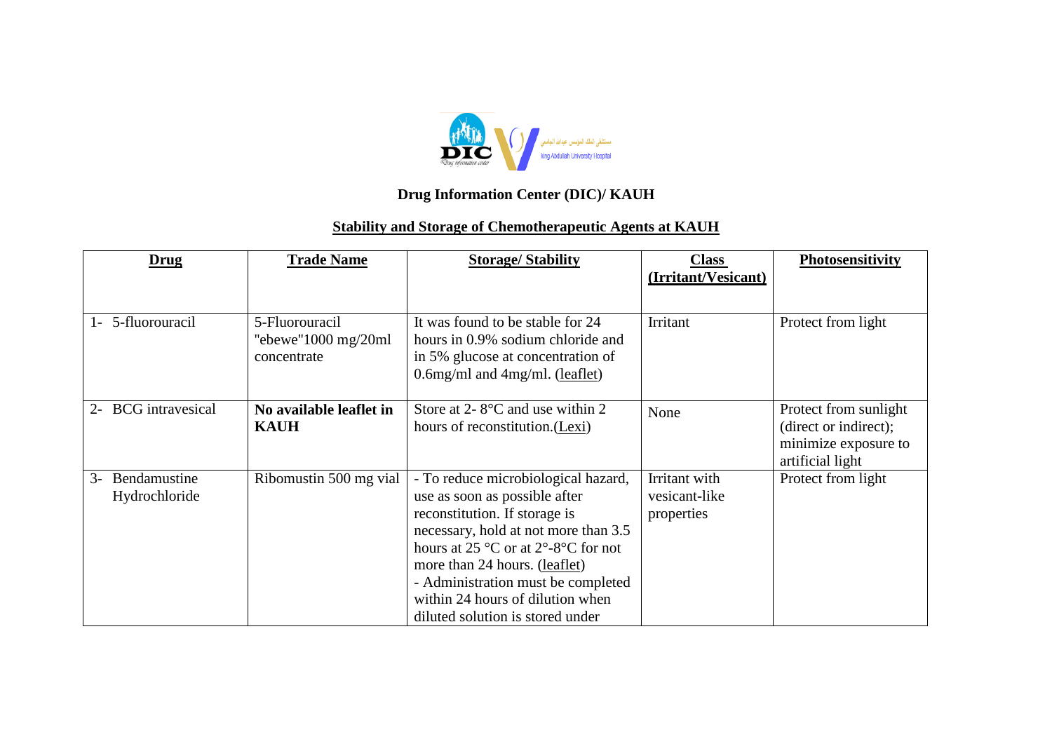**Drug Information Center (DIC)/ KAUH**

**Stability and Storage of Chemotherapeutic Agents at KAUH**

| **Drug** | **Trade Name** | **Storage/ Stability** | **Class (Irritant/Vesicant)** | **Photosensitivity** |
|---|---|---|---|---|
| 1- 5-fluorouracil | 5-Fluorouracil "ebewe"1000 mg/20ml concentrate | It was found to be stable for 24 hours in 0.9% sodium chloride and in 5% glucose at concentration of 0.6mg/ml and 4mg/ml. (leaflet) | Irritant | Protect from light |
| 2- BCG intravesical | **No available leaflet in KAUH** | Store at 2- 8°C and use within 2 hours of reconstitution.(Lexi) | None | Protect from sunlight (direct or indirect); minimize exposure to artificial light |
| 3- Bendamustine Hydrochloride | Ribomustin 500 mg vial | - To reduce microbiological hazard, use as soon as possible after reconstitution. If storage is necessary, hold at not more than 3.5 hours at 25 °C or at 2°-8°C for not more than 24 hours. (leaflet)<br>- Administration must be completed within 24 hours of dilution when diluted solution is stored under | Irritant with vesicant-like properties | Protect from light |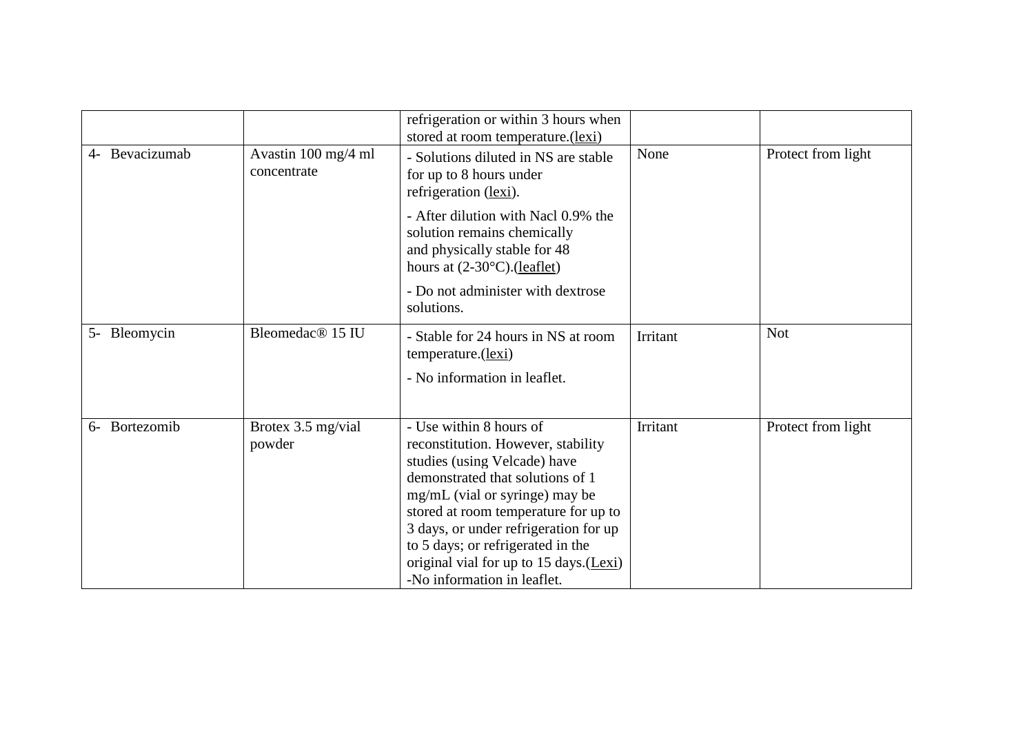| | | | | |
|---|---|---|---|---|
| | | refrigeration or within 3 hours when stored at room temperature.(lexi) | | |
| 4- Bevacizumab | Avastin 100 mg/4 ml concentrate | - Solutions diluted in NS are stable for up to 8 hours under refrigeration (lexi).<br>- After dilution with Nacl 0.9% the solution remains chemically and physically stable for 48 hours at (2-30°C).(leaflet)<br>- Do not administer with dextrose solutions. | None | Protect from light |
| 5- Bleomycin | Bleomedac® 15 IU | - Stable for 24 hours in NS at room temperature.(lexi)<br>- No information in leaflet. | Irritant | Not |
| 6- Bortezomib | Brotex 3.5 mg/vial powder | - Use within 8 hours of reconstitution. However, stability studies (using Velcade) have demonstrated that solutions of 1 mg/mL (vial or syringe) may be stored at room temperature for up to 3 days, or under refrigeration for up to 5 days; or refrigerated in the original vial for up to 15 days.(Lexi)<br>-No information in leaflet. | Irritant | Protect from light |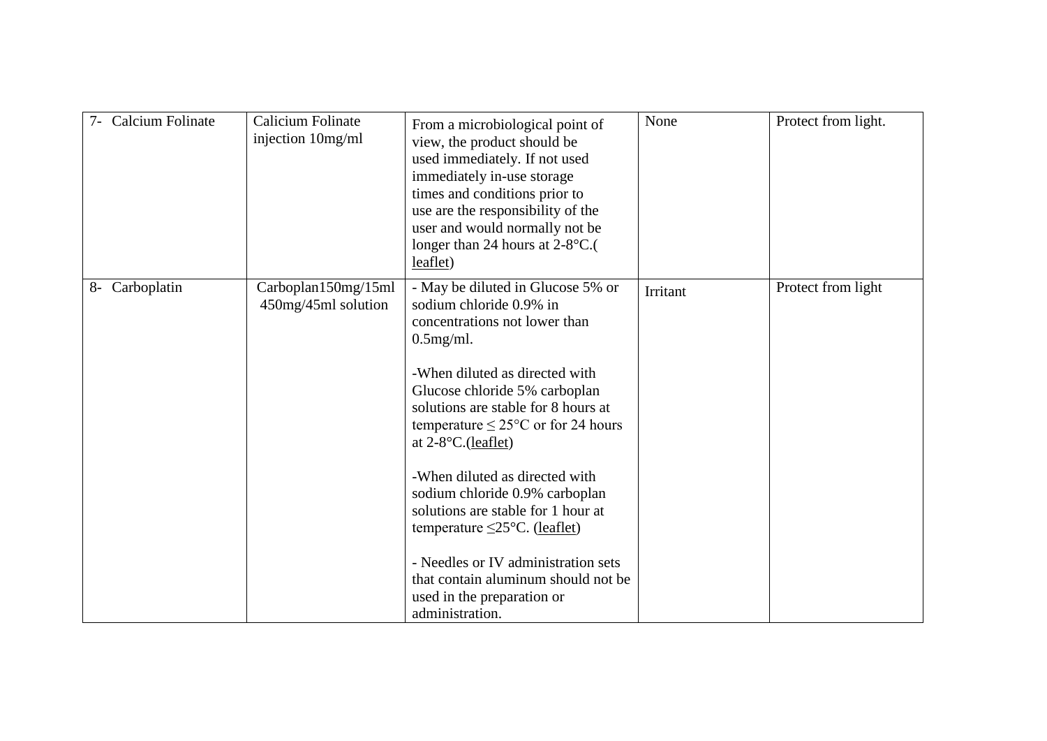| 7- Calcium Folinate | Calicium Folinate injection 10mg/ml | From a microbiological point of view, the product should be used immediately. If not used immediately in-use storage times and conditions prior to use are the responsibility of the user and would normally not be longer than 24 hours at 2-8°C.( leaflet) | None | Protect from light. |
|---|---|---|---|---|
| 8- Carboplatin | Carboplan150mg/15ml 450mg/45ml solution | - May be diluted in Glucose 5% or sodium chloride 0.9% in concentrations not lower than 0.5mg/ml.<br><br>-When diluted as directed with Glucose chloride 5% carboplan solutions are stable for 8 hours at temperature ≤ 25°C or for 24 hours at 2-8°C.(leaflet)<br><br>-When diluted as directed with sodium chloride 0.9% carboplan solutions are stable for 1 hour at temperature ≤25°C. (leaflet)<br><br>- Needles or IV administration sets that contain aluminum should not be used in the preparation or administration. | Irritant | Protect from light |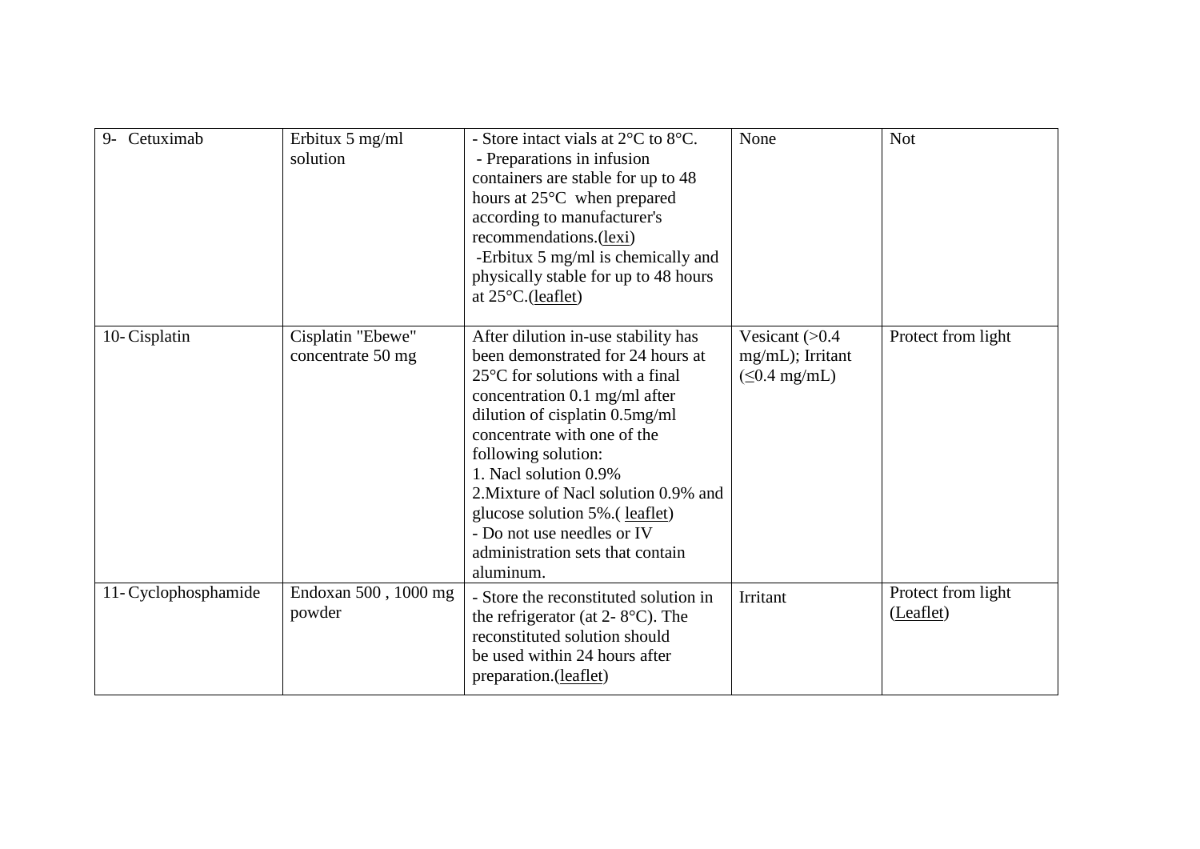| 9- Cetuximab | Erbitux 5 mg/ml solution | - Store intact vials at 2°C to 8°C.<br>- Preparations in infusion containers are stable for up to 48 hours at 25°C when prepared according to manufacturer's recommendations.(lexi)<br>-Erbitux 5 mg/ml is chemically and physically stable for up to 48 hours at 25°C.(leaflet) | None | Not |
|---|---|---|---|---|
| 10- Cisplatin | Cisplatin "Ebewe" concentrate 50 mg | After dilution in-use stability has been demonstrated for 24 hours at 25°C for solutions with a final concentration 0.1 mg/ml after dilution of cisplatin 0.5mg/ml concentrate with one of the following solution:<br>1. Nacl solution 0.9%<br>2.Mixture of Nacl solution 0.9% and glucose solution 5%.( leaflet)<br>- Do not use needles or IV administration sets that contain aluminum. | Vesicant (>0.4 mg/mL); Irritant (≤0.4 mg/mL) | Protect from light |
| 11- Cyclophosphamide | Endoxan 500 , 1000 mg powder | - Store the reconstituted solution in the refrigerator (at 2- 8°C). The reconstituted solution should be used within 24 hours after preparation.(leaflet) | Irritant | Protect from light (Leaflet) |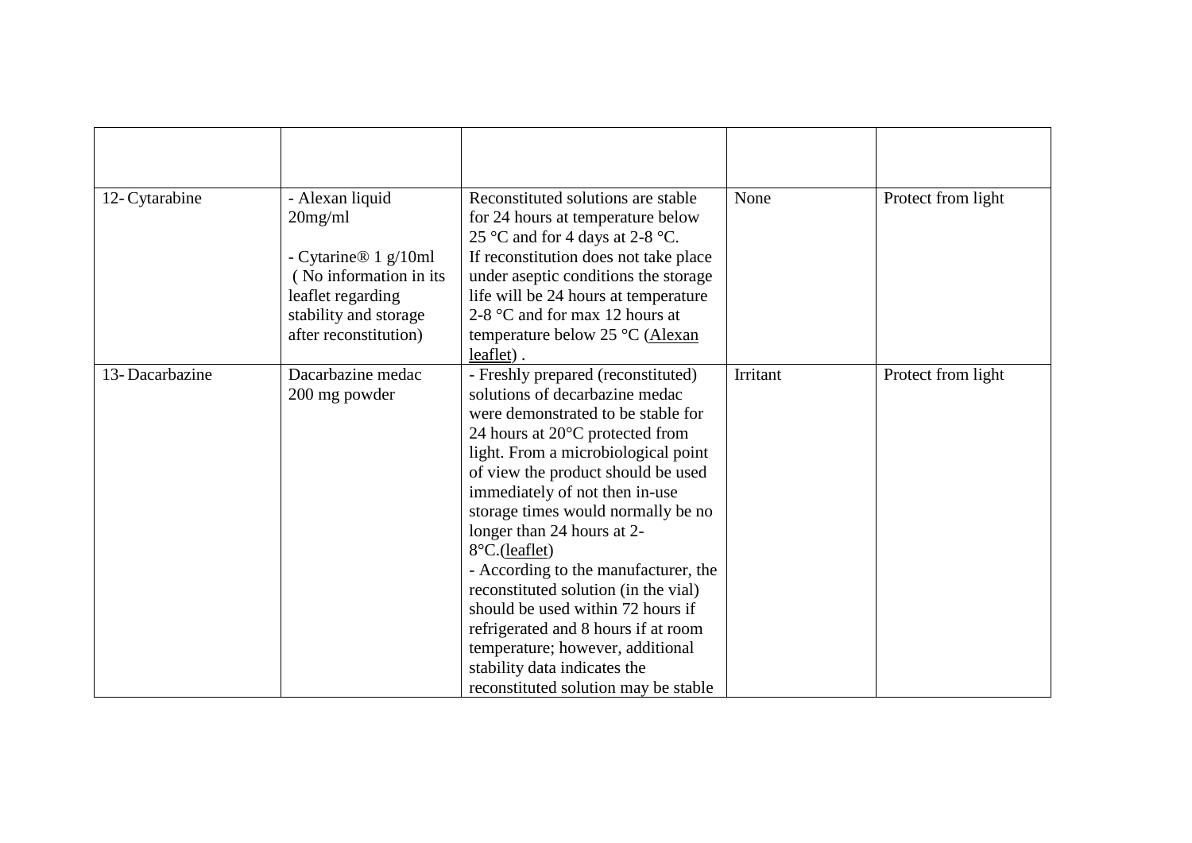| | | | | |
|---|---|---|---|---|
| 12- Cytarabine | - Alexan liquid 20mg/ml<br><br>- Cytarine® 1 g/10ml ( No information in its leaflet regarding stability and storage after reconstitution) | Reconstituted solutions are stable for 24 hours at temperature below 25 °C and for 4 days at 2-8 °C. If reconstitution does not take place under aseptic conditions the storage life will be 24 hours at temperature 2-8 °C and for max 12 hours at temperature below 25 °C (Alexan leaflet) . | None | Protect from light |
| 13- Dacarbazine | Dacarbazine medac 200 mg powder | - Freshly prepared (reconstituted) solutions of decarbazine medac were demonstrated to be stable for 24 hours at 20°C protected from light. From a microbiological point of view the product should be used immediately of not then in-use storage times would normally be no longer than 24 hours at 2-8°C.(leaflet)<br>- According to the manufacturer, the reconstituted solution (in the vial) should be used within 72 hours if refrigerated and 8 hours if at room temperature; however, additional stability data indicates the reconstituted solution may be stable | Irritant | Protect from light |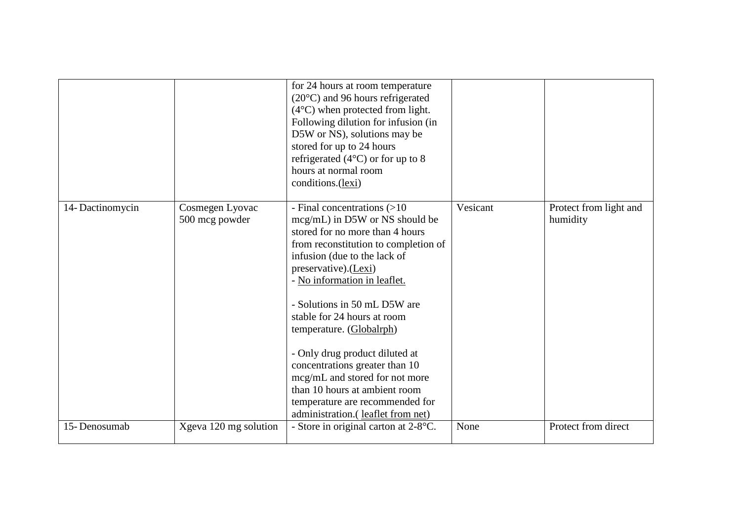| | | | | |
|---|---|---|---|---|
| | | for 24 hours at room temperature (20°C) and 96 hours refrigerated (4°C) when protected from light. Following dilution for infusion (in D5W or NS), solutions may be stored for up to 24 hours refrigerated (4°C) or for up to 8 hours at normal room conditions.(lexi) | | |
| 14- Dactinomycin | Cosmegen Lyovac 500 mcg powder | - Final concentrations (>10 mcg/mL) in D5W or NS should be stored for no more than 4 hours from reconstitution to completion of infusion (due to the lack of preservative).(Lexi)<br>- No information in leaflet.<br><br>- Solutions in 50 mL D5W are stable for 24 hours at room temperature. (Globalrph)<br><br>- Only drug product diluted at concentrations greater than 10 mcg/mL and stored for not more than 10 hours at ambient room temperature are recommended for administration.( leaflet from net) | Vesicant | Protect from light and humidity |
| 15- Denosumab | Xgeva 120 mg solution | - Store in original carton at 2-8°C. | None | Protect from direct |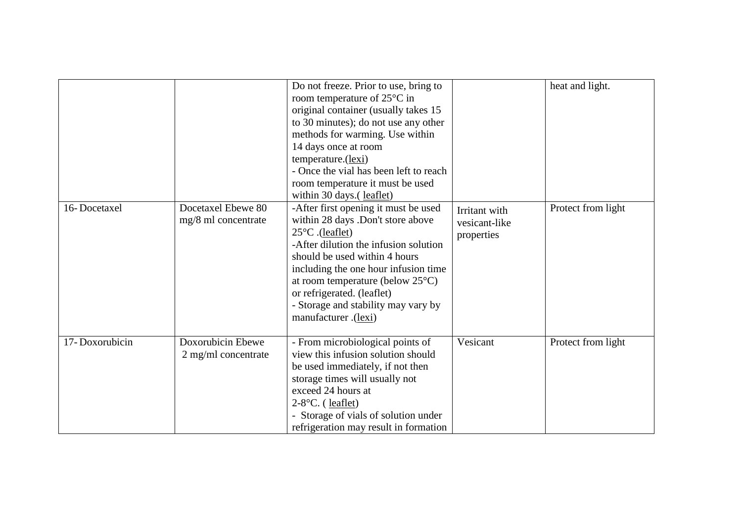| | | | | |
|---|---|---|---|---|
| | | Do not freeze. Prior to use, bring to room temperature of 25°C in original container (usually takes 15 to 30 minutes); do not use any other methods for warming. Use within 14 days once at room temperature.(lexi)<br>- Once the vial has been left to reach room temperature it must be used within 30 days.( leaflet) | | heat and light. |
| 16- Docetaxel | Docetaxel Ebewe 80 mg/8 ml concentrate | -After first opening it must be used within 28 days .Don't store above 25°C .(leaflet)<br>-After dilution the infusion solution should be used within 4 hours including the one hour infusion time at room temperature (below 25°C) or refrigerated. (leaflet)<br>- Storage and stability may vary by manufacturer .(lexi) | Irritant with vesicant-like properties | Protect from light |
| 17- Doxorubicin | Doxorubicin Ebewe 2 mg/ml concentrate | - From microbiological points of view this infusion solution should be used immediately, if not then storage times will usually not exceed 24 hours at 2-8°C. ( leaflet)<br>- Storage of vials of solution under refrigeration may result in formation | Vesicant | Protect from light |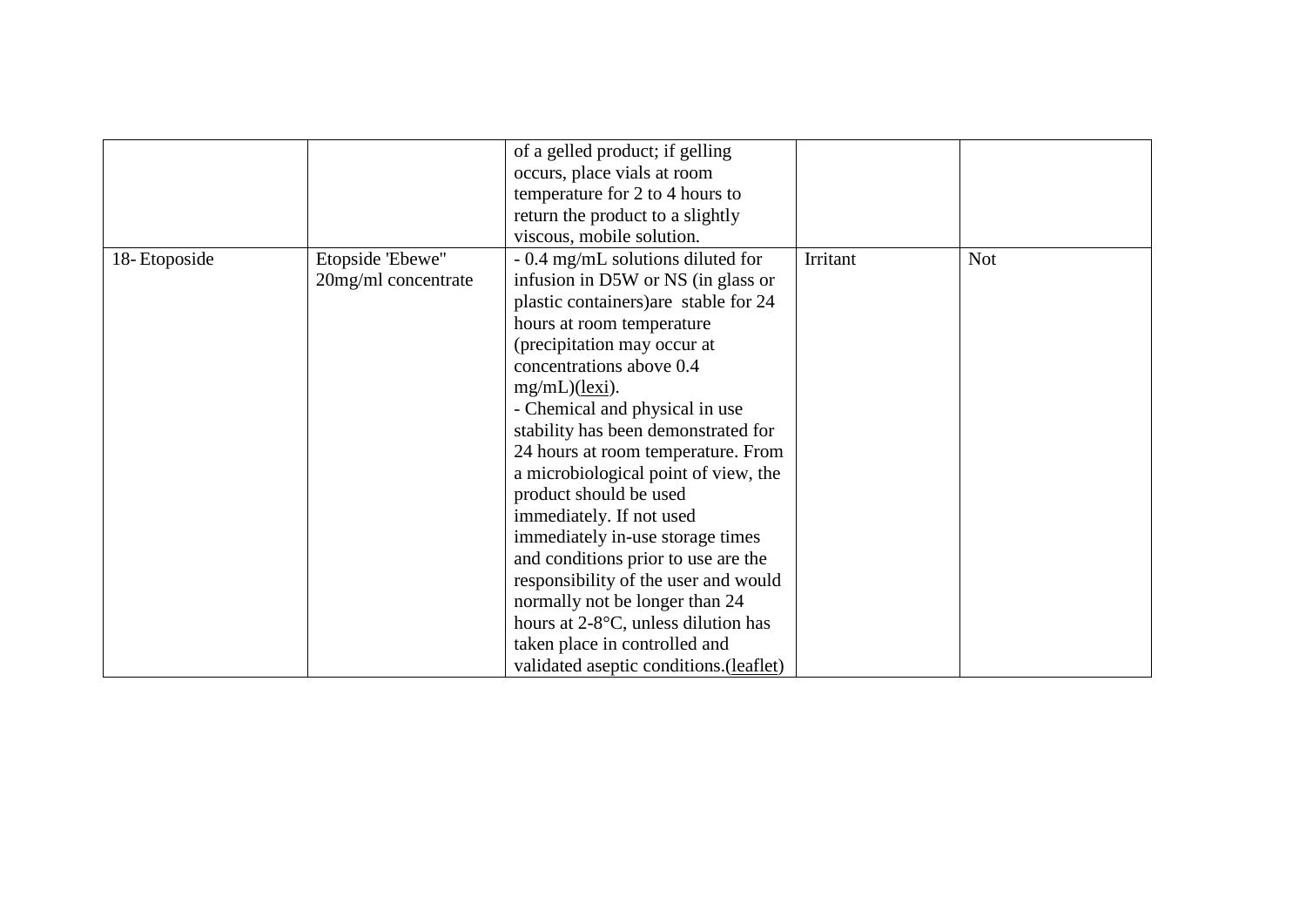| | | | | |
|---|---|---|---|---|
| | | of a gelled product; if gelling occurs, place vials at room temperature for 2 to 4 hours to return the product to a slightly viscous, mobile solution. | | |
| 18- Etoposide | Etopside 'Ebewe" 20mg/ml concentrate | - 0.4 mg/mL solutions diluted for infusion in D5W or NS (in glass or plastic containers)are stable for 24 hours at room temperature (precipitation may occur at concentrations above 0.4 mg/mL)(lexi).<br>- Chemical and physical in use stability has been demonstrated for 24 hours at room temperature. From a microbiological point of view, the product should be used immediately. If not used immediately in-use storage times and conditions prior to use are the responsibility of the user and would normally not be longer than 24 hours at 2-8°C, unless dilution has taken place in controlled and validated aseptic conditions.(leaflet) | Irritant | Not |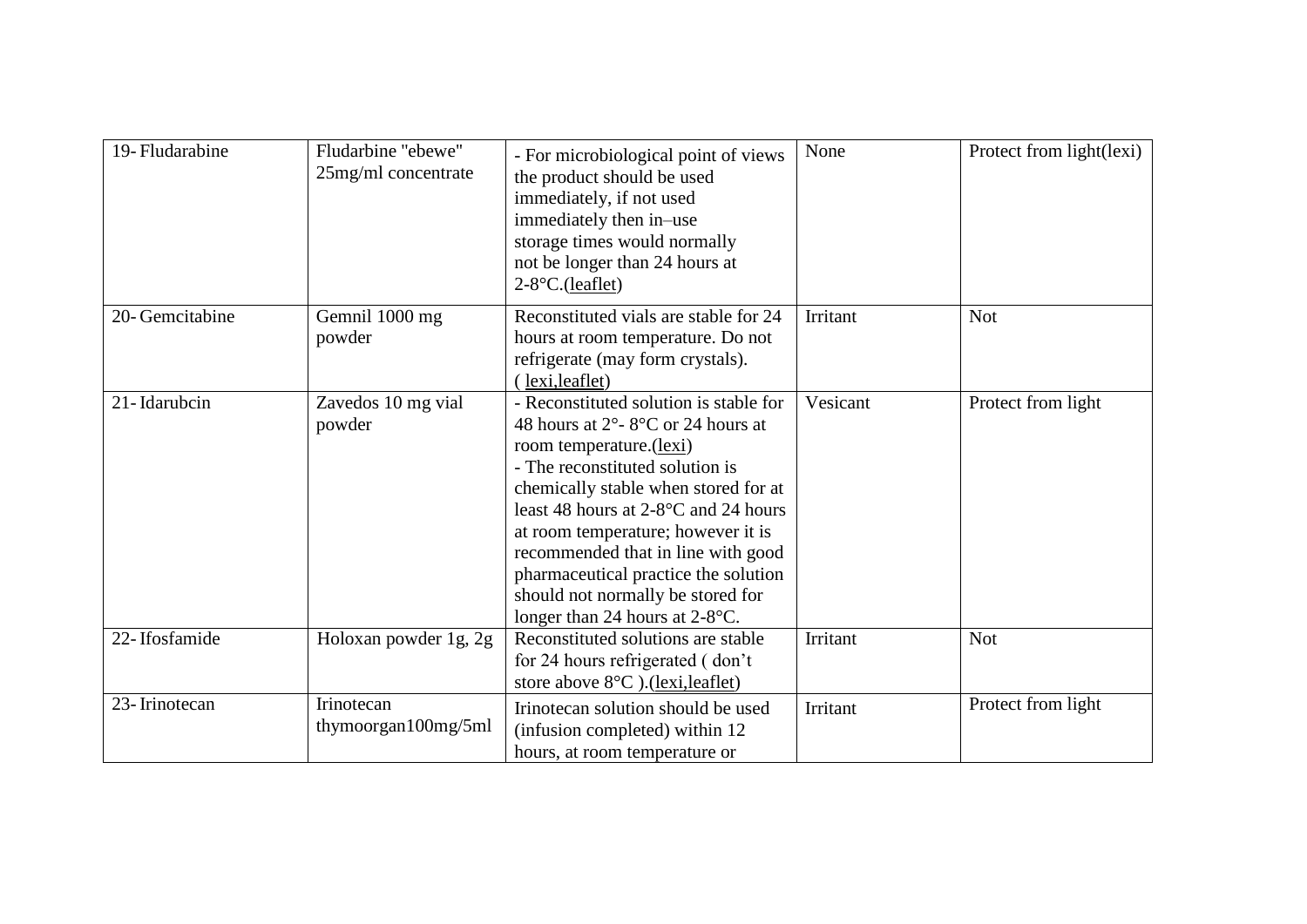| 19- Fludarabine | Fludarbine "ebewe" 25mg/ml concentrate | - For microbiological point of views the product should be used immediately, if not used immediately then in–use storage times would normally not be longer than 24 hours at 2-8°C.(leaflet) | None | Protect from light(lexi) |
|---|---|---|---|---|
| 20- Gemcitabine | Gemnil 1000 mg powder | Reconstituted vials are stable for 24 hours at room temperature. Do not refrigerate (may form crystals). ( lexi,leaflet) | Irritant | Not |
| 21- Idarubcin | Zavedos 10 mg vial powder | - Reconstituted solution is stable for 48 hours at 2°- 8°C or 24 hours at room temperature.(lexi)<br>- The reconstituted solution is chemically stable when stored for at least 48 hours at 2-8°C and 24 hours at room temperature; however it is recommended that in line with good pharmaceutical practice the solution should not normally be stored for longer than 24 hours at 2-8°C. | Vesicant | Protect from light |
| 22- Ifosfamide | Holoxan powder 1g, 2g | Reconstituted solutions are stable for 24 hours refrigerated ( don't store above 8°C ).(lexi,leaflet) | Irritant | Not |
| 23- Irinotecan | Irinotecan thymoorgan100mg/5ml | Irinotecan solution should be used (infusion completed) within 12 hours, at room temperature or | Irritant | Protect from light |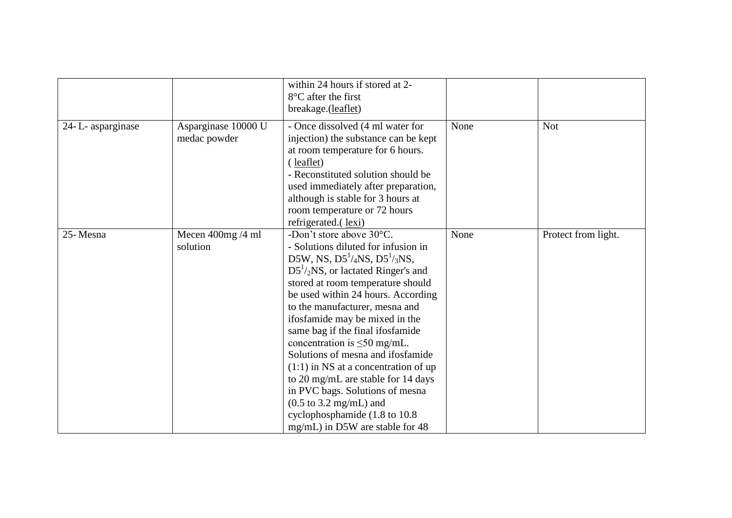| | | | | |
|---|---|---|---|---|
| | | within 24 hours if stored at 2-8°C after the first breakage.(leaflet) | | |
| 24- L- asparginase | Asparginase 10000 U medac powder | - Once dissolved (4 ml water for injection) the substance can be kept at room temperature for 6 hours. ( leaflet)<br>- Reconstituted solution should be used immediately after preparation, although is stable for 3 hours at room temperature or 72 hours refrigerated.( lexi) | None | Not |
| 25- Mesna | Mecen 400mg /4 ml solution | -Don't store above 30°C.<br>- Solutions diluted for infusion in D5W, NS, D5$^{1}/_{4}$NS, D5$^{1}/_{3}$NS, D5$^{1}/_{2}$NS, or lactated Ringer's and stored at room temperature should be used within 24 hours. According to the manufacturer, mesna and ifosfamide may be mixed in the same bag if the final ifosfamide concentration is ≤50 mg/mL. Solutions of mesna and ifosfamide (1:1) in NS at a concentration of up to 20 mg/mL are stable for 14 days in PVC bags. Solutions of mesna (0.5 to 3.2 mg/mL) and cyclophosphamide (1.8 to 10.8 mg/mL) in D5W are stable for 48 | None | Protect from light. |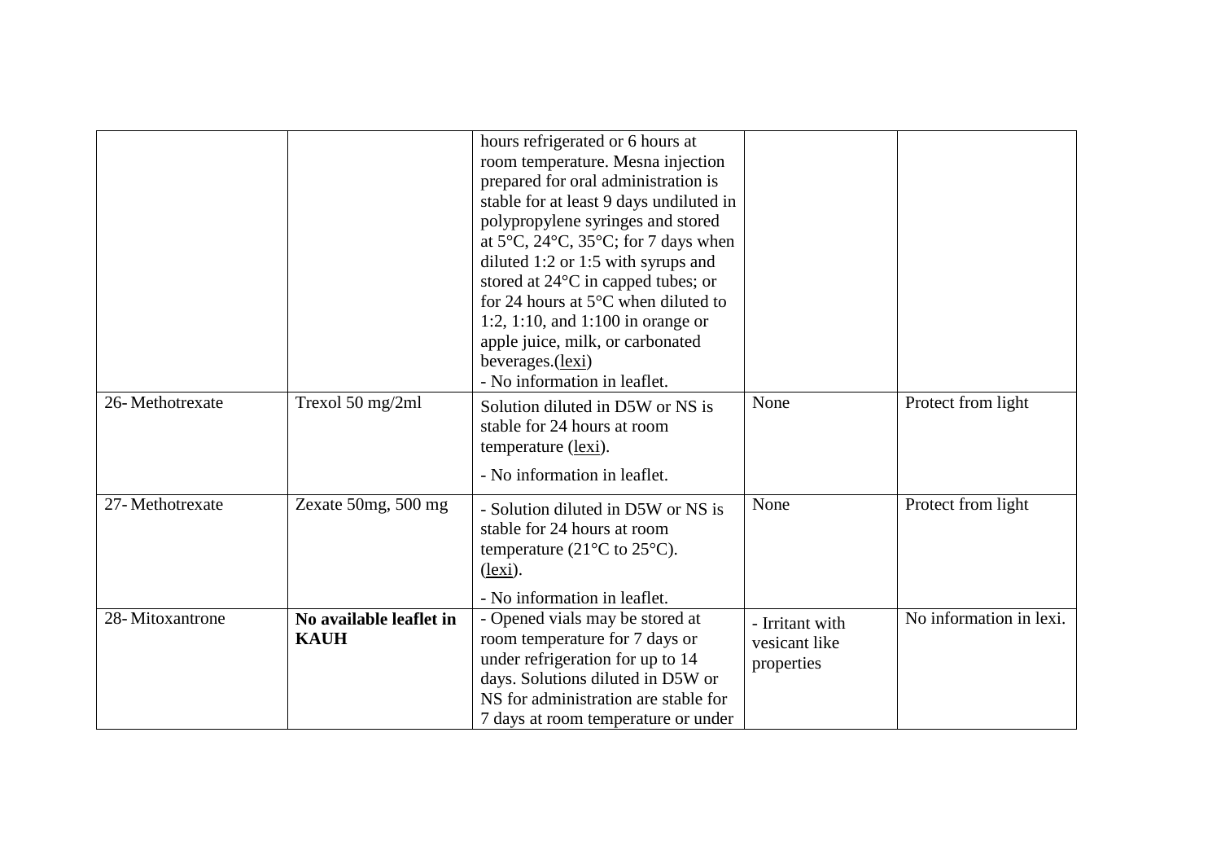| | | | | |
|---|---|---|---|---|
| | | hours refrigerated or 6 hours at room temperature. Mesna injection prepared for oral administration is stable for at least 9 days undiluted in polypropylene syringes and stored at 5°C, 24°C, 35°C; for 7 days when diluted 1:2 or 1:5 with syrups and stored at 24°C in capped tubes; or for 24 hours at 5°C when diluted to 1:2, 1:10, and 1:100 in orange or apple juice, milk, or carbonated beverages.(lexi)<br>- No information in leaflet. | | |
| 26- Methotrexate | Trexol 50 mg/2ml | Solution diluted in D5W or NS is stable for 24 hours at room temperature (lexi).<br>- No information in leaflet. | None | Protect from light |
| 27- Methotrexate | Zexate 50mg, 500 mg | - Solution diluted in D5W or NS is stable for 24 hours at room temperature (21°C to 25°C). (lexi).<br>- No information in leaflet. | None | Protect from light |
| 28- Mitoxantrone | **No available leaflet in KAUH** | - Opened vials may be stored at room temperature for 7 days or under refrigeration for up to 14 days. Solutions diluted in D5W or NS for administration are stable for 7 days at room temperature or under | - Irritant with vesicant like properties | No information in lexi. |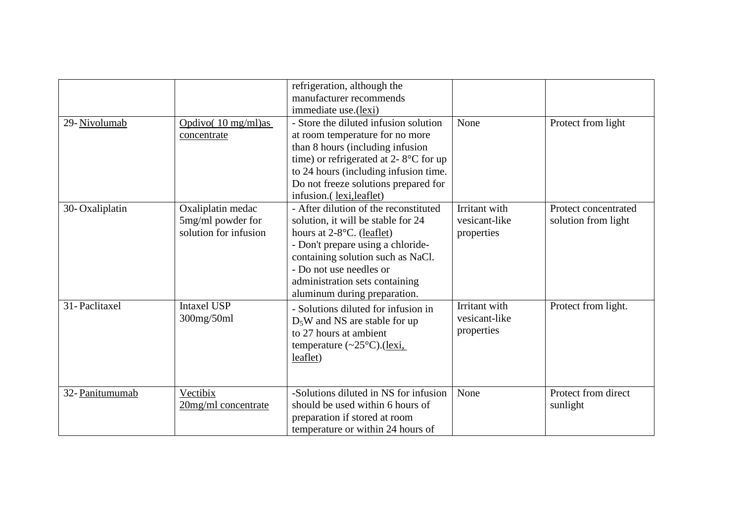| | | | | |
|---|---|---|---|---|
| | | refrigeration, although the manufacturer recommends immediate use.(lexi) | | |
| 29- Nivolumab | Opdivo( 10 mg/ml)as concentrate | - Store the diluted infusion solution at room temperature for no more than 8 hours (including infusion time) or refrigerated at 2- 8°C for up to 24 hours (including infusion time. Do not freeze solutions prepared for infusion.( lexi,leaflet) | None | Protect from light |
| 30- Oxaliplatin | Oxaliplatin medac 5mg/ml powder for solution for infusion | - After dilution of the reconstituted solution, it will be stable for 24 hours at 2-8°C. (leaflet)<br>- Don't prepare using a chloride-containing solution such as NaCl.<br>- Do not use needles or administration sets containing aluminum during preparation. | Irritant with vesicant-like properties | Protect concentrated solution from light |
| 31- Paclitaxel | Intaxel USP 300mg/50ml | - Solutions diluted for infusion in $D_5W$ and NS are stable for up to 27 hours at ambient temperature (~25°C).(lexi, leaflet) | Irritant with vesicant-like properties | Protect from light. |
| 32- Panitumumab | Vectibix 20mg/ml concentrate | -Solutions diluted in NS for infusion should be used within 6 hours of preparation if stored at room temperature or within 24 hours of | None | Protect from direct sunlight |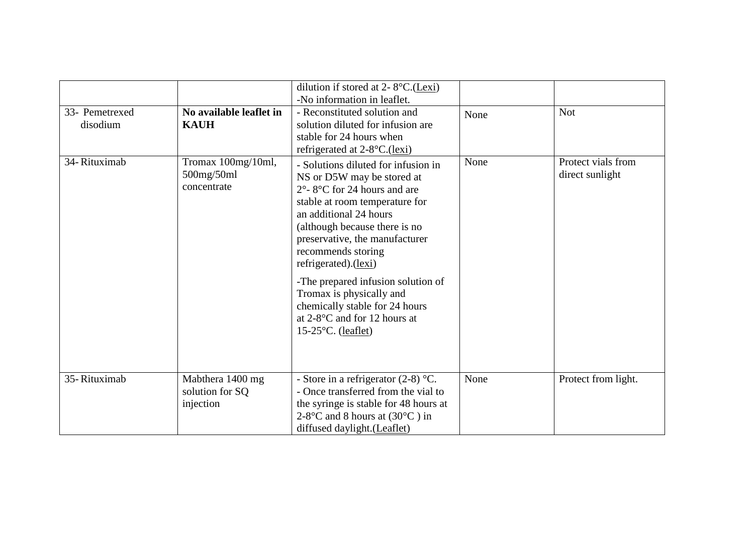| | | | | |
|---|---|---|---|---|
| | | dilution if stored at 2- 8°C.(Lexi)<br>-No information in leaflet. | | |
| 33- Pemetrexed disodium | **No available leaflet in KAUH** | - Reconstituted solution and solution diluted for infusion are stable for 24 hours when refrigerated at 2-8°C.(lexi) | None | Not |
| 34- Rituximab | Tromax 100mg/10ml, 500mg/50ml concentrate | - Solutions diluted for infusion in NS or D5W may be stored at 2°- 8°C for 24 hours and are stable at room temperature for an additional 24 hours (although because there is no preservative, the manufacturer recommends storing refrigerated).(lexi)<br>-The prepared infusion solution of Tromax is physically and chemically stable for 24 hours at 2-8°C and for 12 hours at 15-25°C. (leaflet) | None | Protect vials from direct sunlight |
| 35- Rituximab | Mabthera 1400 mg solution for SQ injection | - Store in a refrigerator (2-8) °C.<br>- Once transferred from the vial to the syringe is stable for 48 hours at 2-8°C and 8 hours at (30°C ) in diffused daylight.(Leaflet) | None | Protect from light. |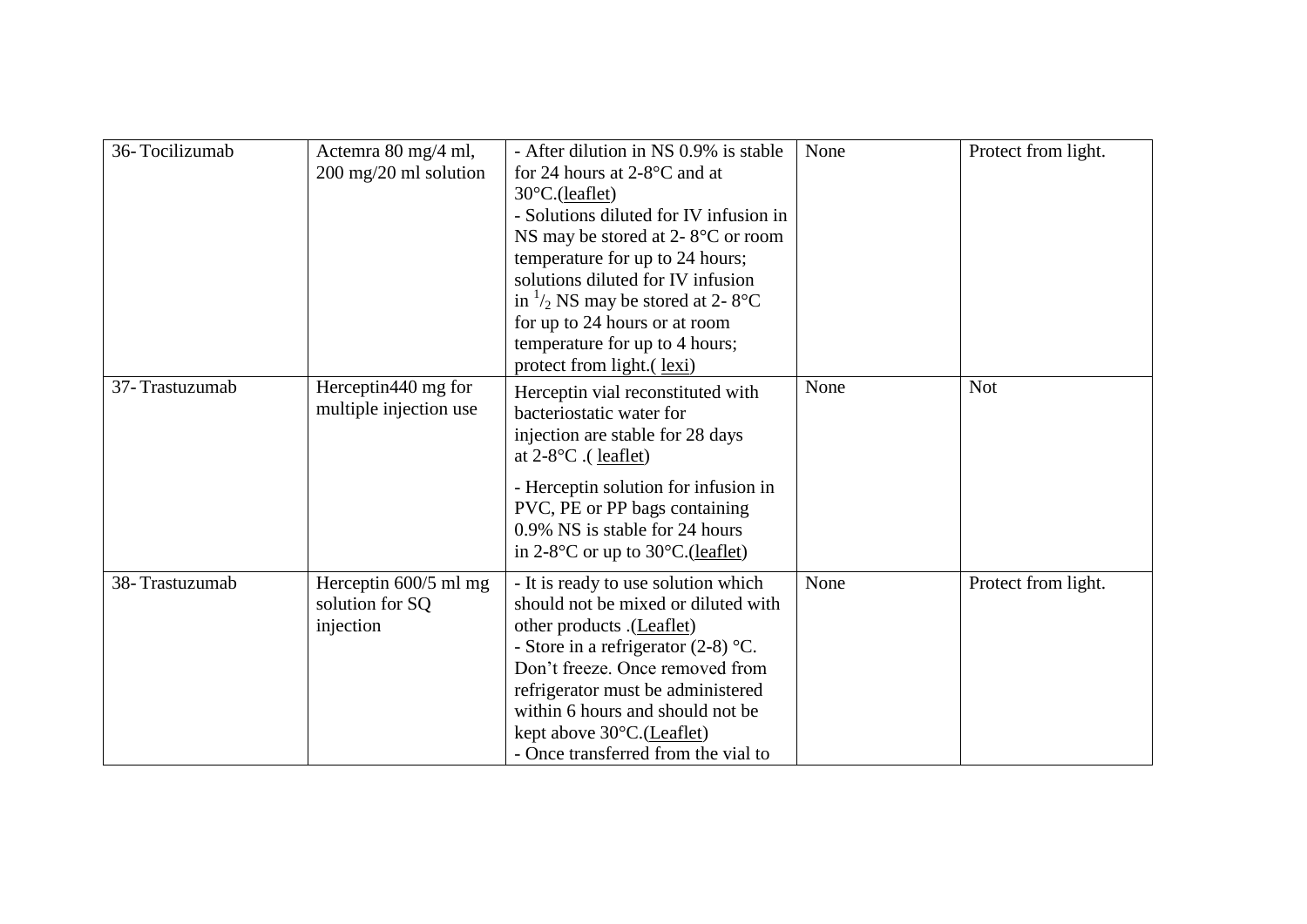| 36- Tocilizumab | Actemra 80 mg/4 ml, 200 mg/20 ml solution | - After dilution in NS 0.9% is stable for 24 hours at 2-8°C and at 30°C.(leaflet)<br>- Solutions diluted for IV infusion in NS may be stored at 2- 8°C or room temperature for up to 24 hours; solutions diluted for IV infusion in $^{1}/_{2}$ NS may be stored at 2- 8°C for up to 24 hours or at room temperature for up to 4 hours; protect from light.( lexi) | None | Protect from light. |
|---|---|---|---|---|
| 37- Trastuzumab | Herceptin440 mg for multiple injection use | Herceptin vial reconstituted with bacteriostatic water for injection are stable for 28 days at 2-8°C .( leaflet)<br>- Herceptin solution for infusion in PVC, PE or PP bags containing 0.9% NS is stable for 24 hours in 2-8°C or up to 30°C.(leaflet) | None | Not |
| 38- Trastuzumab | Herceptin 600/5 ml mg solution for SQ injection | - It is ready to use solution which should not be mixed or diluted with other products .(Leaflet)<br>- Store in a refrigerator (2-8) °C. Don't freeze. Once removed from refrigerator must be administered within 6 hours and should not be kept above 30°C.(Leaflet)<br>- Once transferred from the vial to | None | Protect from light. |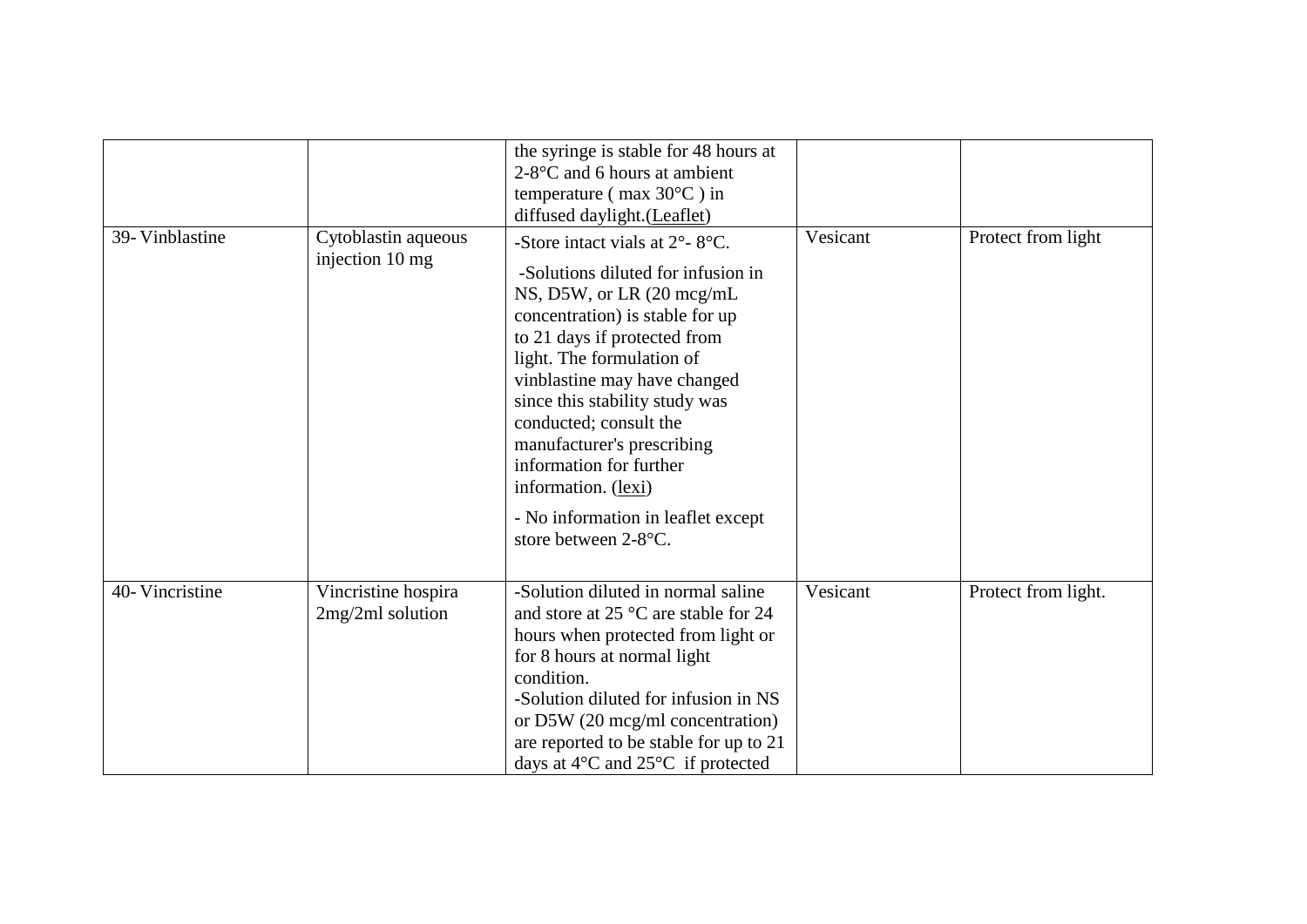| | | | | |
|---|---|---|---|---|
| | | the syringe is stable for 48 hours at 2-8°C and 6 hours at ambient temperature ( max 30°C ) in diffused daylight.(Leaflet) | | |
| 39- Vinblastine | Cytoblastin aqueous injection 10 mg | -Store intact vials at 2°- 8°C.<br><br>-Solutions diluted for infusion in NS, D5W, or LR (20 mcg/mL concentration) is stable for up to 21 days if protected from light. The formulation of vinblastine may have changed since this stability study was conducted; consult the manufacturer's prescribing information for further information. (lexi)<br><br>- No information in leaflet except store between 2-8°C. | Vesicant | Protect from light |
| 40- Vincristine | Vincristine hospira 2mg/2ml solution | -Solution diluted in normal saline and store at 25 °C are stable for 24 hours when protected from light or for 8 hours at normal light condition.<br>-Solution diluted for infusion in NS or D5W (20 mcg/ml concentration) are reported to be stable for up to 21 days at 4°C and 25°C if protected | Vesicant | Protect from light. |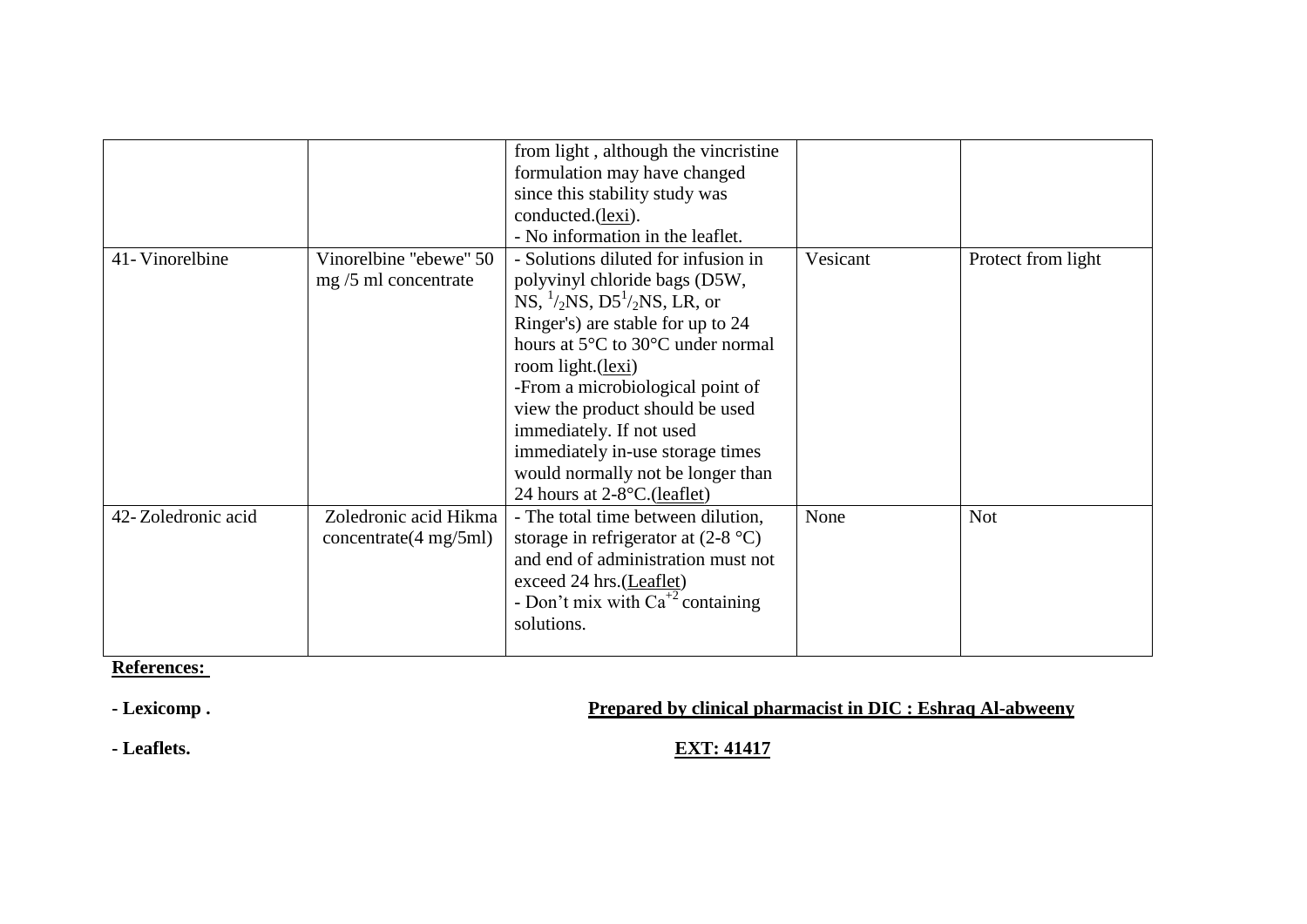| | | | | |
|---|---|---|---|---|
| | | from light , although the vincristine formulation may have changed since this stability study was conducted.(lexi).<br>- No information in the leaflet. | | |
| 41- Vinorelbine | Vinorelbine "ebewe" 50 mg /5 ml concentrate | - Solutions diluted for infusion in polyvinyl chloride bags (D5W, NS, $^{1}/_{2}$NS, D5$^{1}/_{2}$NS, LR, or Ringer's) are stable for up to 24 hours at 5°C to 30°C under normal room light.(lexi)<br>-From a microbiological point of view the product should be used immediately. If not used immediately in-use storage times would normally not be longer than 24 hours at 2-8°C.(leaflet) | Vesicant | Protect from light |
| 42- Zoledronic acid | Zoledronic acid Hikma concentrate(4 mg/5ml) | - The total time between dilution, storage in refrigerator at (2-8 °C) and end of administration must not exceed 24 hrs.(Leaflet)<br>- Don't mix with $Ca^{+2}$ containing solutions. | None | Not |

**References:**

**- Lexicomp .**

**- Leaflets.**

**Prepared by clinical pharmacist in DIC : Eshraq Al-abweeny**

**EXT: 41417**